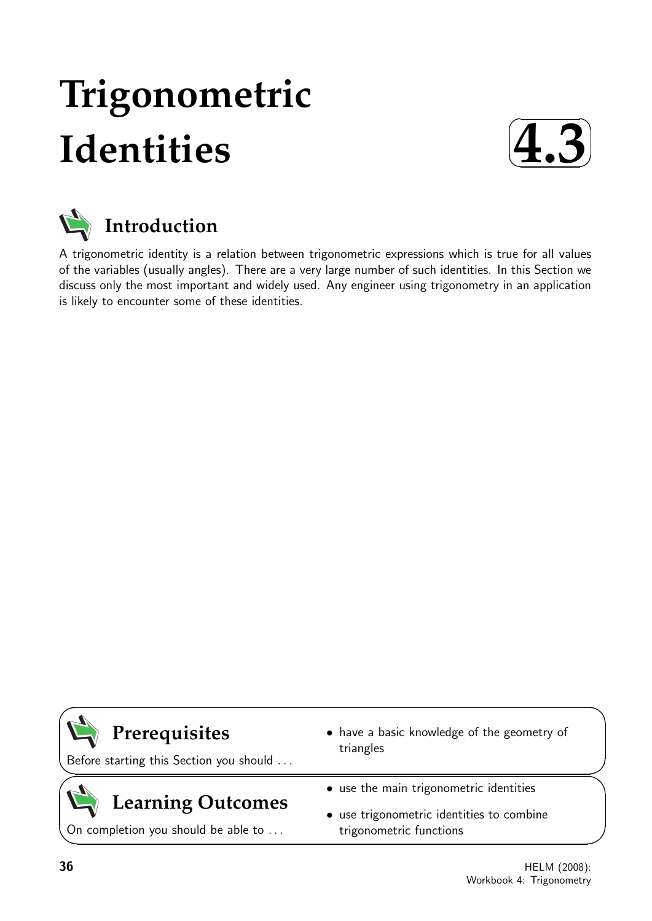# Trigonometric Identities

# 4.3

## Introduction

A trigonometric identity is a relation between trigonometric expressions which is true for all values of the variables (usually angles). There are a very large number of such identities. In this Section we discuss only the most important and widely used. Any engineer using trigonometry in an application is likely to encounter some of these identities.

## Prerequisites

Before starting this Section you should ...

- have a basic knowledge of the geometry of triangles

## Learning Outcomes

On completion you should be able to ...

- use the main trigonometric identities
- use trigonometric identities to combine trigonometric functions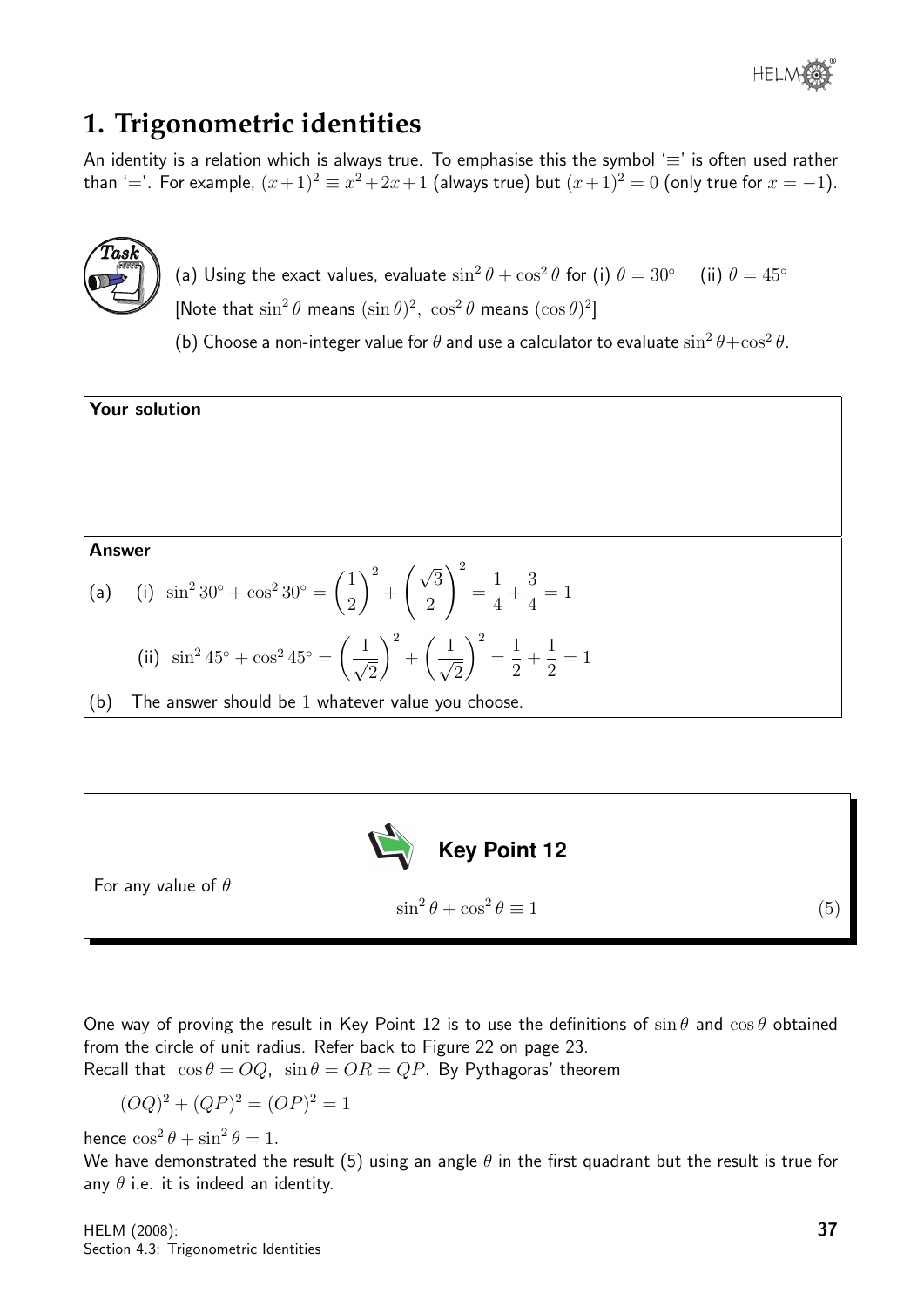# 1. Trigonometric identities

An identity is a relation which is always true. To emphasise this the symbol '$\equiv$' is often used rather than '$=$'. For example, $(x+1)^2 \equiv x^2+2x+1$ (always true) but $(x+1)^2 = 0$ (only true for $x = -1$).

**Task**

(a) Using the exact values, evaluate $\sin^2\theta + \cos^2\theta$ for (i) $\theta = 30^\circ$ (ii) $\theta = 45^\circ$

[Note that $\sin^2\theta$ means $(\sin\theta)^2$, $\cos^2\theta$ means $(\cos\theta)^2$]

(b) Choose a non-integer value for $\theta$ and use a calculator to evaluate $\sin^2\theta+\cos^2\theta$.

**Your solution**

**Answer**

(a) (i) $\sin^2 30^\circ + \cos^2 30^\circ = \left(\dfrac{1}{2}\right)^2 + \left(\dfrac{\sqrt{3}}{2}\right)^2 = \dfrac{1}{4} + \dfrac{3}{4} = 1$

(ii) $\sin^2 45^\circ + \cos^2 45^\circ = \left(\dfrac{1}{\sqrt{2}}\right)^2 + \left(\dfrac{1}{\sqrt{2}}\right)^2 = \dfrac{1}{2} + \dfrac{1}{2} = 1$

(b) The answer should be 1 whatever value you choose.

**Key Point 12**

For any value of $\theta$

$$\sin^2\theta + \cos^2\theta \equiv 1 \qquad (5)$$

One way of proving the result in Key Point 12 is to use the definitions of $\sin\theta$ and $\cos\theta$ obtained from the circle of unit radius. Refer back to Figure 22 on page 23.

Recall that $\cos\theta = OQ$, $\sin\theta = OR = QP$. By Pythagoras' theorem

$$(OQ)^2 + (QP)^2 = (OP)^2 = 1$$

hence $\cos^2\theta + \sin^2\theta = 1$.

We have demonstrated the result (5) using an angle $\theta$ in the first quadrant but the result is true for any $\theta$ i.e. it is indeed an identity.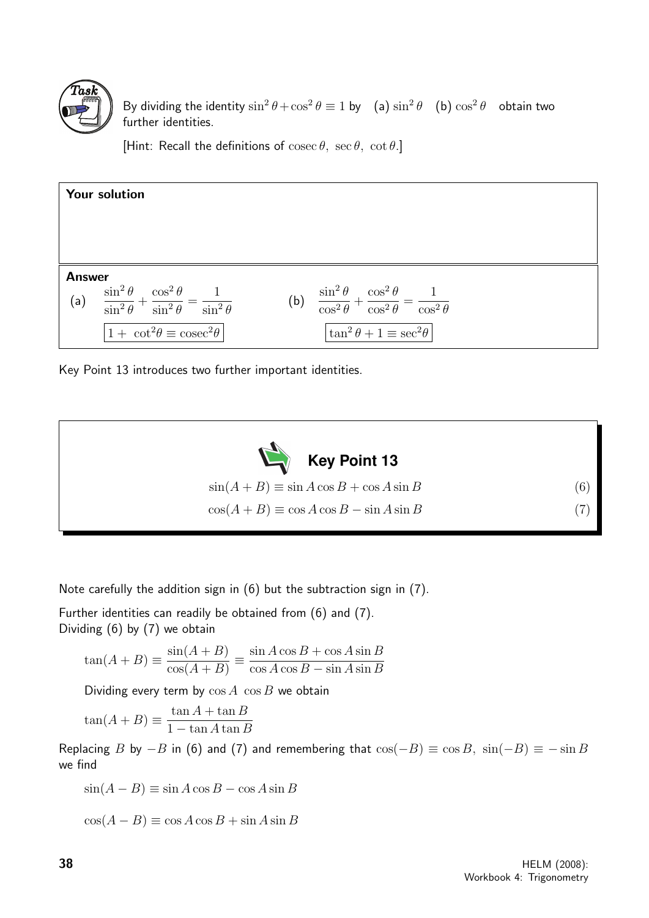**Task**

By dividing the identity $\sin^2\theta + \cos^2\theta \equiv 1$ by (a) $\sin^2\theta$ (b) $\cos^2\theta$ obtain two further identities.

[Hint: Recall the definitions of $\text{cosec}\,\theta,\ \sec\theta,\ \cot\theta$.]

**Your solution**

**Answer**

(a) $\dfrac{\sin^2\theta}{\sin^2\theta} + \dfrac{\cos^2\theta}{\sin^2\theta} = \dfrac{1}{\sin^2\theta}$ (b) $\dfrac{\sin^2\theta}{\cos^2\theta} + \dfrac{\cos^2\theta}{\cos^2\theta} = \dfrac{1}{\cos^2\theta}$

$\boxed{1 + \cot^2\theta \equiv \text{cosec}^2\theta}$ $\boxed{\tan^2\theta + 1 \equiv \sec^2\theta}$

Key Point 13 introduces two further important identities.

**Key Point 13**

$$\sin(A+B) \equiv \sin A\cos B + \cos A\sin B \qquad (6)$$

$$\cos(A+B) \equiv \cos A\cos B - \sin A\sin B \qquad (7)$$

Note carefully the addition sign in (6) but the subtraction sign in (7).

Further identities can readily be obtained from (6) and (7).
Dividing (6) by (7) we obtain

$$\tan(A+B) \equiv \frac{\sin(A+B)}{\cos(A+B)} \equiv \frac{\sin A\cos B + \cos A\sin B}{\cos A\cos B - \sin A\sin B}$$

Dividing every term by $\cos A\ \cos B$ we obtain

$$\tan(A+B) \equiv \frac{\tan A + \tan B}{1 - \tan A\tan B}$$

Replacing $B$ by $-B$ in (6) and (7) and remembering that $\cos(-B) \equiv \cos B,\ \sin(-B) \equiv -\sin B$ we find

$$\sin(A-B) \equiv \sin A\cos B - \cos A\sin B$$

$$\cos(A-B) \equiv \cos A\cos B + \sin A\sin B$$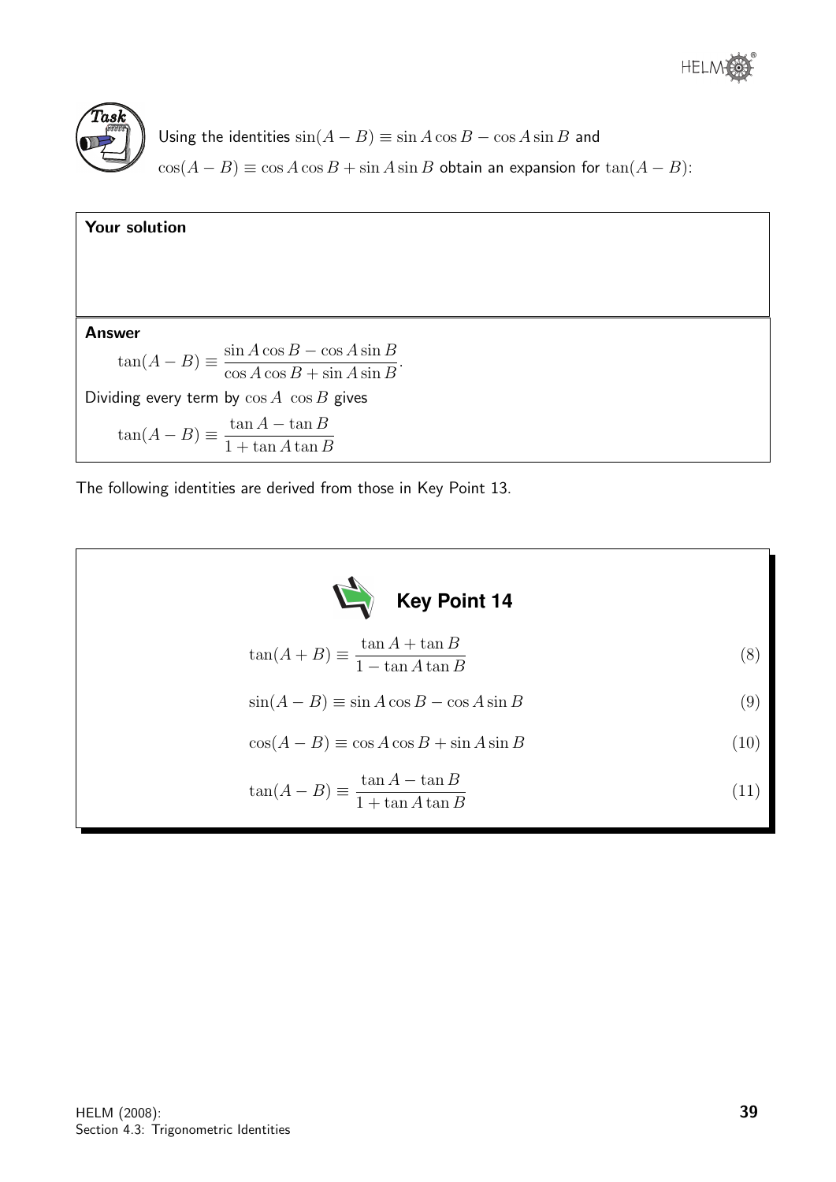**Task**

Using the identities $\sin(A - B) \equiv \sin A \cos B - \cos A \sin B$ and $\cos(A - B) \equiv \cos A \cos B + \sin A \sin B$ obtain an expansion for $\tan(A - B)$:

**Your solution**

**Answer**

$$\tan(A - B) \equiv \frac{\sin A \cos B - \cos A \sin B}{\cos A \cos B + \sin A \sin B}.$$

Dividing every term by $\cos A \ \cos B$ gives

$$\tan(A - B) \equiv \frac{\tan A - \tan B}{1 + \tan A \tan B}$$

The following identities are derived from those in Key Point 13.

**Key Point 14**

$$\tan(A + B) \equiv \frac{\tan A + \tan B}{1 - \tan A \tan B} \qquad (8)$$

$$\sin(A - B) \equiv \sin A \cos B - \cos A \sin B \qquad (9)$$

$$\cos(A - B) \equiv \cos A \cos B + \sin A \sin B \qquad (10)$$

$$\tan(A - B) \equiv \frac{\tan A - \tan B}{1 + \tan A \tan B} \qquad (11)$$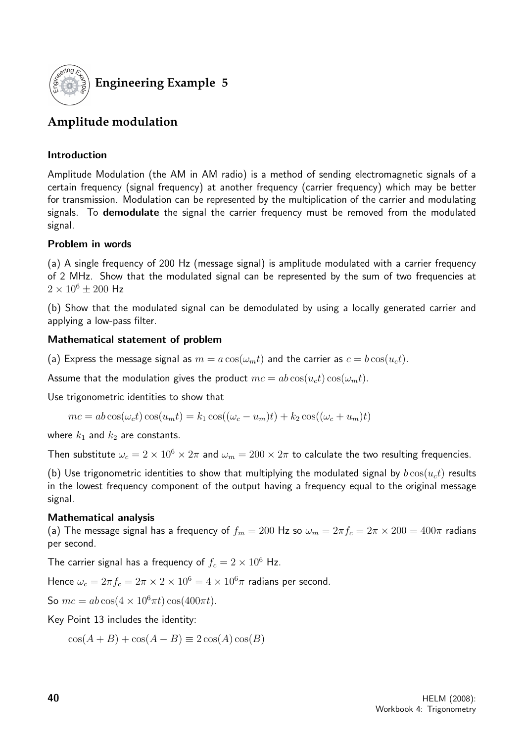## Engineering Example 5

### Amplitude modulation

#### Introduction

Amplitude Modulation (the AM in AM radio) is a method of sending electromagnetic signals of a certain frequency (signal frequency) at another frequency (carrier frequency) which may be better for transmission. Modulation can be represented by the multiplication of the carrier and modulating signals. To **demodulate** the signal the carrier frequency must be removed from the modulated signal.

#### Problem in words

(a) A single frequency of 200 Hz (message signal) is amplitude modulated with a carrier frequency of 2 MHz. Show that the modulated signal can be represented by the sum of two frequencies at $2 \times 10^6 \pm 200$ Hz

(b) Show that the modulated signal can be demodulated by using a locally generated carrier and applying a low-pass filter.

#### Mathematical statement of problem

(a) Express the message signal as $m = a\cos(\omega_m t)$ and the carrier as $c = b\cos(u_c t)$.

Assume that the modulation gives the product $mc = ab\cos(u_c t)\cos(\omega_m t)$.

Use trigonometric identities to show that

$$mc = ab\cos(\omega_c t)\cos(u_m t) = k_1\cos((\omega_c - u_m)t) + k_2\cos((\omega_c + u_m)t)$$

where $k_1$ and $k_2$ are constants.

Then substitute $\omega_c = 2 \times 10^6 \times 2\pi$ and $\omega_m = 200 \times 2\pi$ to calculate the two resulting frequencies.

(b) Use trigonometric identities to show that multiplying the modulated signal by $b\cos(u_c t)$ results in the lowest frequency component of the output having a frequency equal to the original message signal.

#### Mathematical analysis

(a) The message signal has a frequency of $f_m = 200$ Hz so $\omega_m = 2\pi f_c = 2\pi \times 200 = 400\pi$ radians per second.

The carrier signal has a frequency of $f_c = 2 \times 10^6$ Hz.

Hence $\omega_c = 2\pi f_c = 2\pi \times 2 \times 10^6 = 4 \times 10^6\pi$ radians per second.

So $mc = ab\cos(4 \times 10^6\pi t)\cos(400\pi t)$.

Key Point 13 includes the identity:

$$\cos(A + B) + \cos(A - B) \equiv 2\cos(A)\cos(B)$$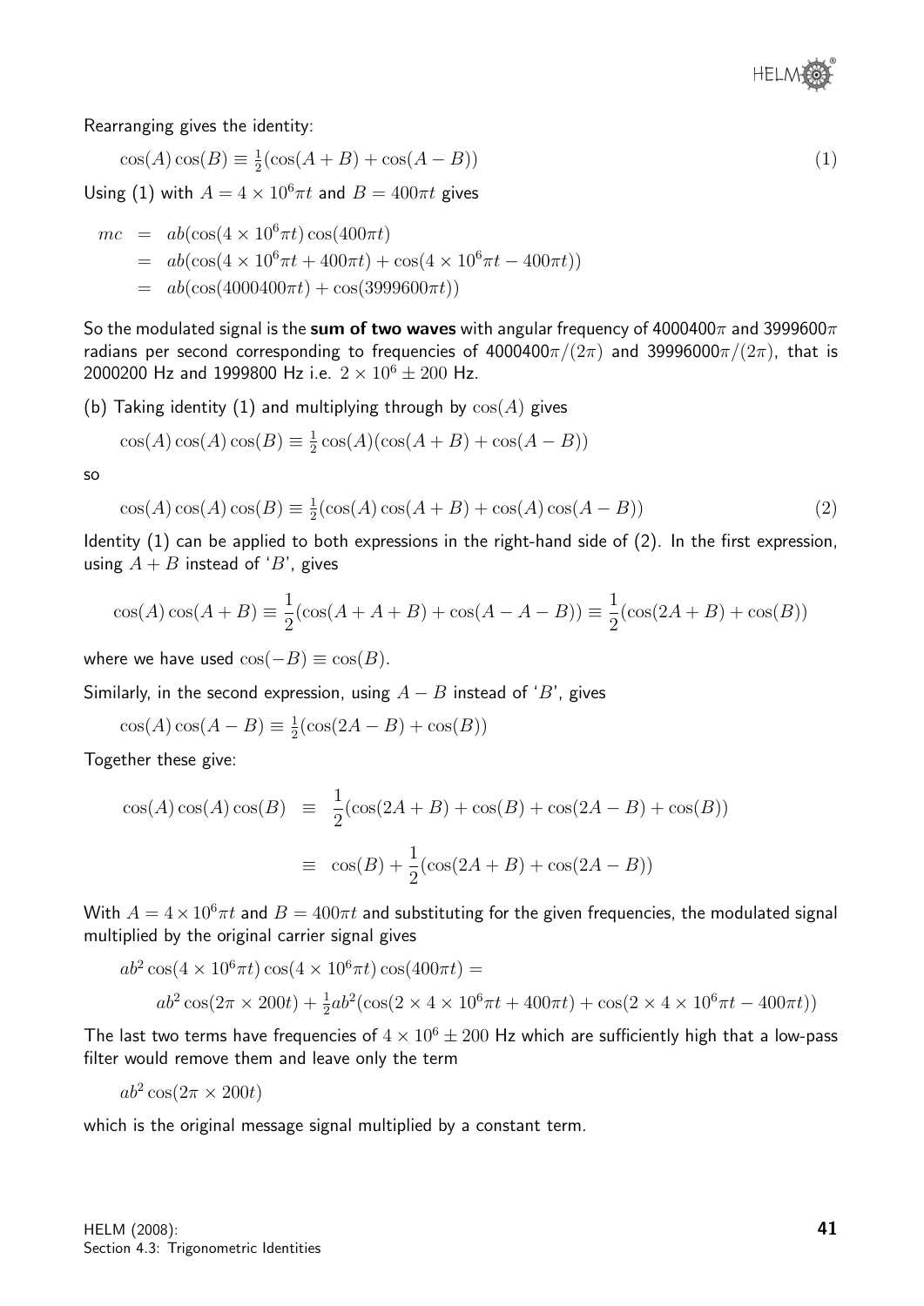Rearranging gives the identity:

$$\cos(A)\cos(B) \equiv \tfrac{1}{2}(\cos(A+B) + \cos(A-B)) \qquad (1)$$

Using (1) with $A = 4 \times 10^6 \pi t$ and $B = 400\pi t$ gives

$$\begin{aligned} mc &= ab(\cos(4 \times 10^6 \pi t)\cos(400\pi t) \\ &= ab(\cos(4 \times 10^6 \pi t + 400\pi t) + \cos(4 \times 10^6 \pi t - 400\pi t)) \\ &= ab(\cos(4000400\pi t) + \cos(3999600\pi t)) \end{aligned}$$

So the modulated signal is the **sum of two waves** with angular frequency of $4000400\pi$ and $3999600\pi$ radians per second corresponding to frequencies of $4000400\pi/(2\pi)$ and $39996000\pi/(2\pi)$, that is 2000200 Hz and 1999800 Hz i.e. $2 \times 10^6 \pm 200$ Hz.

(b) Taking identity (1) and multiplying through by $\cos(A)$ gives

$$\cos(A)\cos(A)\cos(B) \equiv \tfrac{1}{2}\cos(A)(\cos(A+B) + \cos(A-B))$$

so

$$\cos(A)\cos(A)\cos(B) \equiv \tfrac{1}{2}(\cos(A)\cos(A+B) + \cos(A)\cos(A-B)) \qquad (2)$$

Identity (1) can be applied to both expressions in the right-hand side of (2). In the first expression, using $A+B$ instead of '$B$', gives

$$\cos(A)\cos(A+B) \equiv \frac{1}{2}(\cos(A+A+B) + \cos(A-A-B)) \equiv \frac{1}{2}(\cos(2A+B) + \cos(B))$$

where we have used $\cos(-B) \equiv \cos(B)$.

Similarly, in the second expression, using $A-B$ instead of '$B$', gives

$$\cos(A)\cos(A-B) \equiv \tfrac{1}{2}(\cos(2A-B) + \cos(B))$$

Together these give:

$$\begin{aligned} \cos(A)\cos(A)\cos(B) &\equiv \frac{1}{2}(\cos(2A+B) + \cos(B) + \cos(2A-B) + \cos(B)) \\ &\equiv \cos(B) + \frac{1}{2}(\cos(2A+B) + \cos(2A-B)) \end{aligned}$$

With $A = 4 \times 10^6 \pi t$ and $B = 400\pi t$ and substituting for the given frequencies, the modulated signal multiplied by the original carrier signal gives

$$ab^2 \cos(4 \times 10^6 \pi t)\cos(4 \times 10^6 \pi t)\cos(400\pi t) =$$

$$ab^2 \cos(2\pi \times 200t) + \tfrac{1}{2}ab^2(\cos(2 \times 4 \times 10^6 \pi t + 400\pi t) + \cos(2 \times 4 \times 10^6 \pi t - 400\pi t))$$

The last two terms have frequencies of $4 \times 10^6 \pm 200$ Hz which are sufficiently high that a low-pass filter would remove them and leave only the term

$$ab^2 \cos(2\pi \times 200t)$$

which is the original message signal multiplied by a constant term.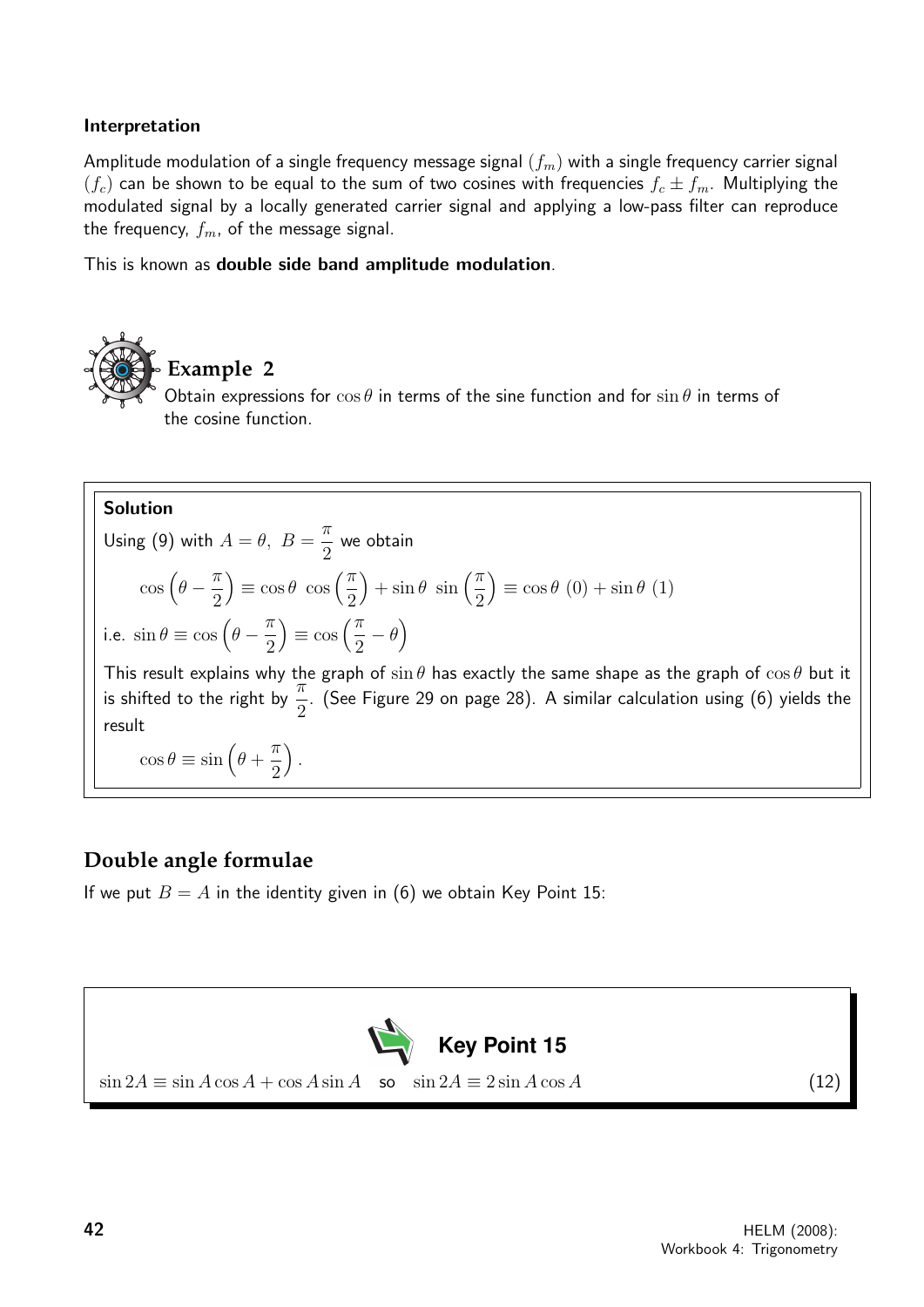**Interpretation**

Amplitude modulation of a single frequency message signal $(f_m)$ with a single frequency carrier signal $(f_c)$ can be shown to be equal to the sum of two cosines with frequencies $f_c \pm f_m$. Multiplying the modulated signal by a locally generated carrier signal and applying a low-pass filter can reproduce the frequency, $f_m$, of the message signal.

This is known as **double side band amplitude modulation**.

## Example 2

Obtain expressions for $\cos\theta$ in terms of the sine function and for $\sin\theta$ in terms of the cosine function.

**Solution**

Using (9) with $A = \theta,\ B = \dfrac{\pi}{2}$ we obtain

$$\cos\left(\theta - \frac{\pi}{2}\right) \equiv \cos\theta\ \cos\left(\frac{\pi}{2}\right) + \sin\theta\ \sin\left(\frac{\pi}{2}\right) \equiv \cos\theta\ (0) + \sin\theta\ (1)$$

i.e. $\sin\theta \equiv \cos\left(\theta - \dfrac{\pi}{2}\right) \equiv \cos\left(\dfrac{\pi}{2} - \theta\right)$

This result explains why the graph of $\sin\theta$ has exactly the same shape as the graph of $\cos\theta$ but it is shifted to the right by $\dfrac{\pi}{2}$. (See Figure 29 on page 28). A similar calculation using (6) yields the result

$$\cos\theta \equiv \sin\left(\theta + \frac{\pi}{2}\right).$$

## Double angle formulae

If we put $B = A$ in the identity given in (6) we obtain Key Point 15:

**Key Point 15**

$$\sin 2A \equiv \sin A\cos A + \cos A\sin A \quad \text{so} \quad \sin 2A \equiv 2\sin A\cos A \qquad (12)$$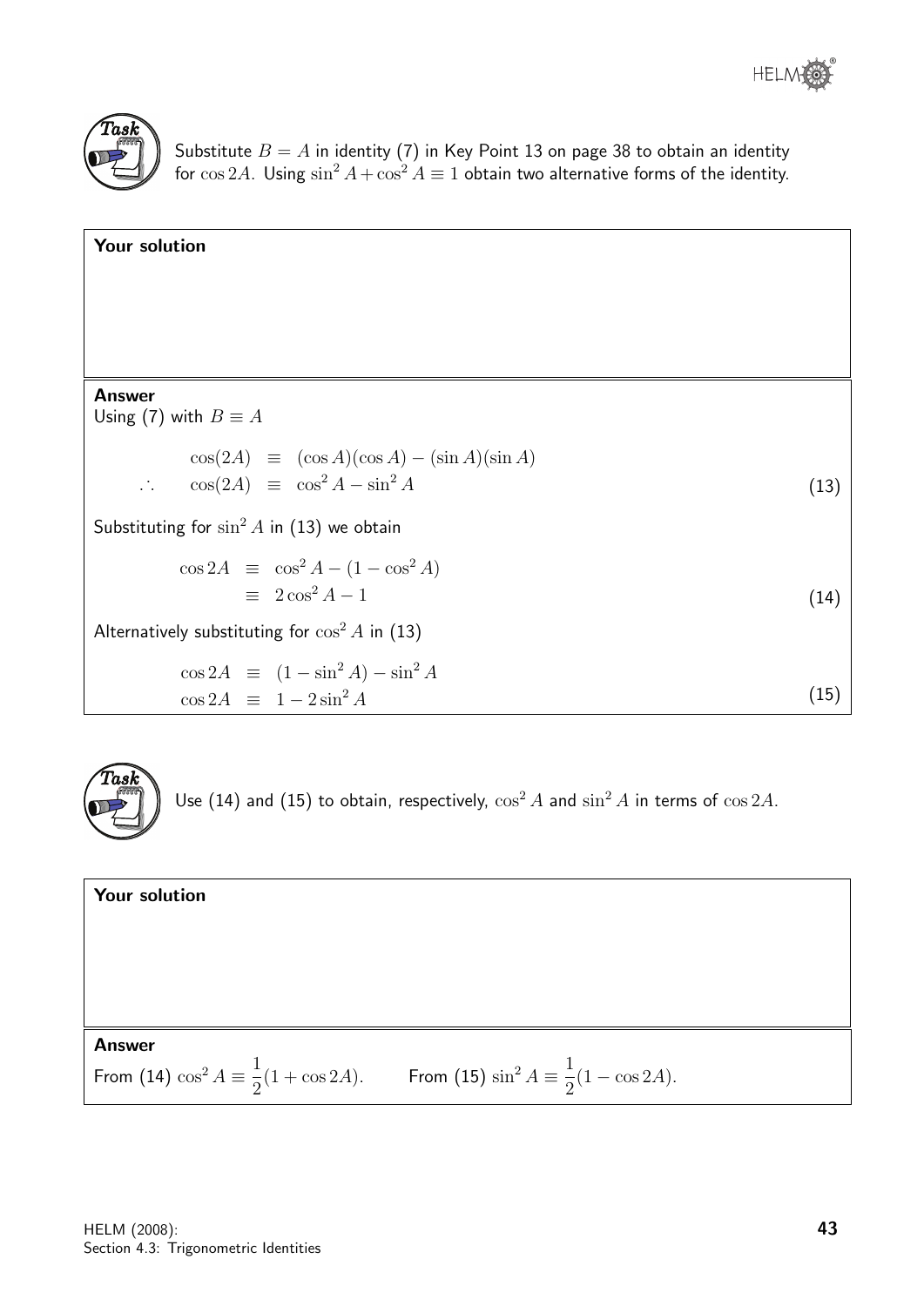**Task**

Substitute $B = A$ in identity (7) in Key Point 13 on page 38 to obtain an identity for $\cos 2A$. Using $\sin^2 A + \cos^2 A \equiv 1$ obtain two alternative forms of the identity.

**Your solution**

**Answer**

Using (7) with $B \equiv A$

$$\cos(2A) \equiv (\cos A)(\cos A) - (\sin A)(\sin A)$$

$$\therefore \quad \cos(2A) \equiv \cos^2 A - \sin^2 A \qquad (13)$$

Substituting for $\sin^2 A$ in (13) we obtain

$$\cos 2A \equiv \cos^2 A - (1 - \cos^2 A)$$

$$\equiv 2\cos^2 A - 1 \qquad (14)$$

Alternatively substituting for $\cos^2 A$ in (13)

$$\cos 2A \equiv (1 - \sin^2 A) - \sin^2 A$$

$$\cos 2A \equiv 1 - 2\sin^2 A \qquad (15)$$

**Task**

Use (14) and (15) to obtain, respectively, $\cos^2 A$ and $\sin^2 A$ in terms of $\cos 2A$.

**Your solution**

**Answer**

From (14) $\cos^2 A \equiv \frac{1}{2}(1 + \cos 2A)$. From (15) $\sin^2 A \equiv \frac{1}{2}(1 - \cos 2A)$.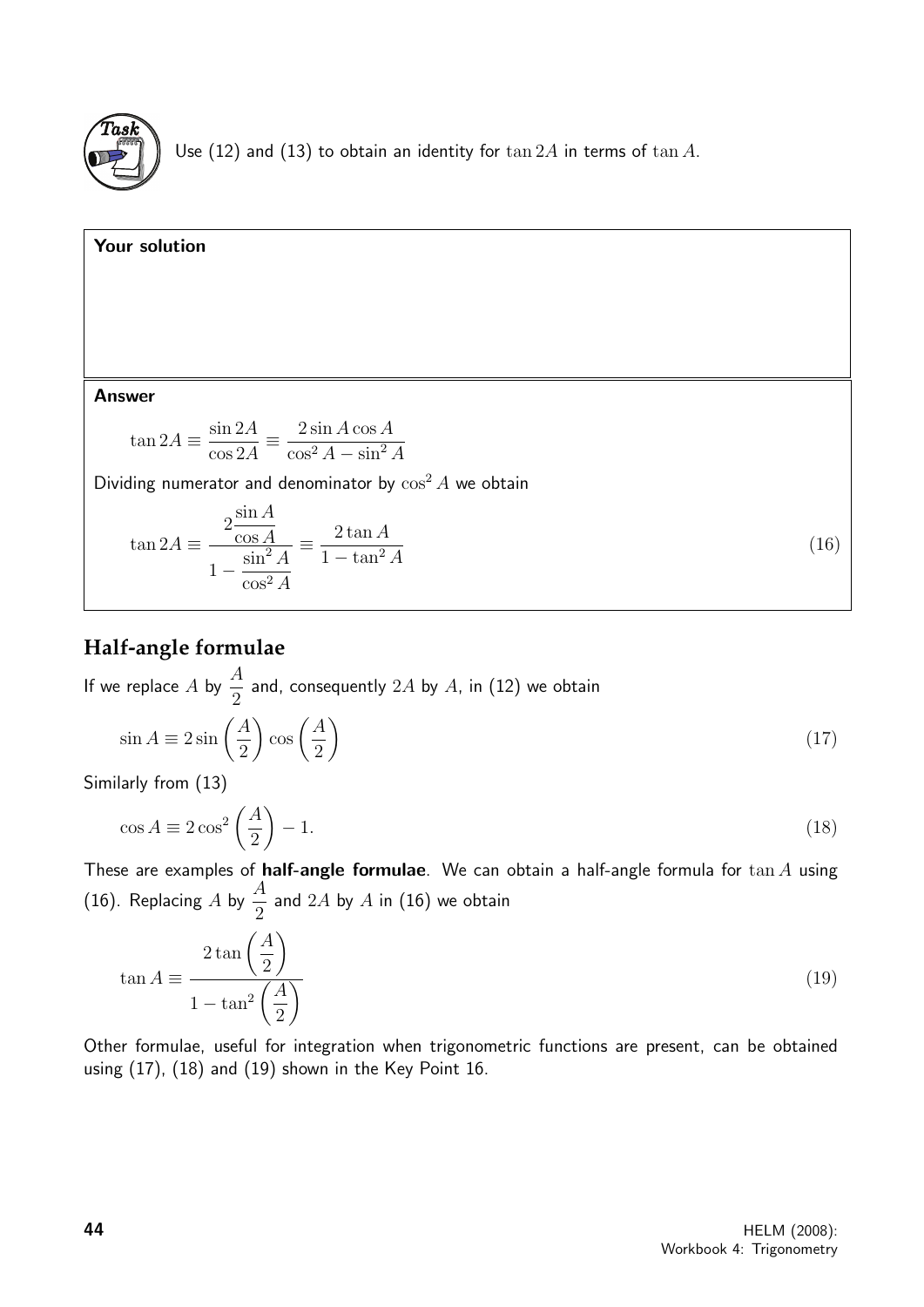**Task**

Use (12) and (13) to obtain an identity for $\tan 2A$ in terms of $\tan A$.

**Your solution**

**Answer**

$$\tan 2A \equiv \frac{\sin 2A}{\cos 2A} \equiv \frac{2\sin A\cos A}{\cos^2 A - \sin^2 A}$$

Dividing numerator and denominator by $\cos^2 A$ we obtain

$$\tan 2A \equiv \frac{2\dfrac{\sin A}{\cos A}}{1 - \dfrac{\sin^2 A}{\cos^2 A}} \equiv \frac{2\tan A}{1 - \tan^2 A} \qquad (16)$$

## Half-angle formulae

If we replace $A$ by $\dfrac{A}{2}$ and, consequently $2A$ by $A$, in (12) we obtain

$$\sin A \equiv 2\sin\left(\frac{A}{2}\right)\cos\left(\frac{A}{2}\right) \qquad (17)$$

Similarly from (13)

$$\cos A \equiv 2\cos^2\left(\frac{A}{2}\right) - 1. \qquad (18)$$

These are examples of **half-angle formulae**. We can obtain a half-angle formula for $\tan A$ using (16). Replacing $A$ by $\dfrac{A}{2}$ and $2A$ by $A$ in (16) we obtain

$$\tan A \equiv \frac{2\tan\left(\dfrac{A}{2}\right)}{1 - \tan^2\left(\dfrac{A}{2}\right)} \qquad (19)$$

Other formulae, useful for integration when trigonometric functions are present, can be obtained using (17), (18) and (19) shown in the Key Point 16.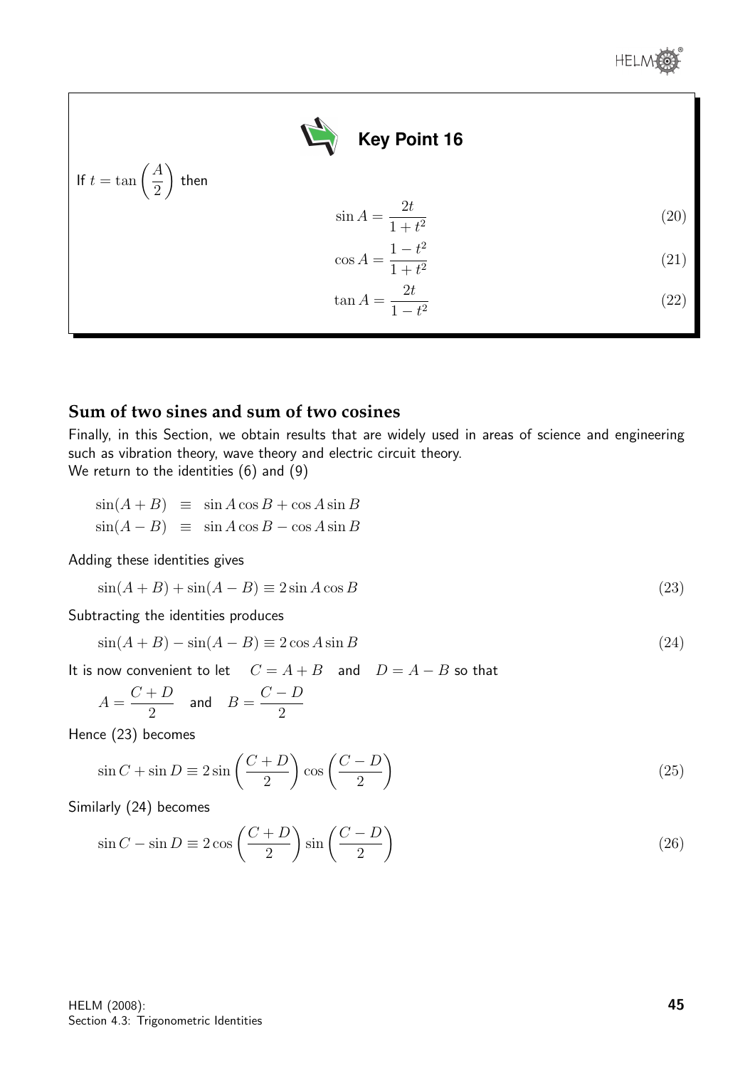**Key Point 16**

If $t = \tan\left(\dfrac{A}{2}\right)$ then

$$\sin A = \frac{2t}{1+t^2} \qquad (20)$$

$$\cos A = \frac{1-t^2}{1+t^2} \qquad (21)$$

$$\tan A = \frac{2t}{1-t^2} \qquad (22)$$

## Sum of two sines and sum of two cosines

Finally, in this Section, we obtain results that are widely used in areas of science and engineering such as vibration theory, wave theory and electric circuit theory.
We return to the identities (6) and (9)

$$\sin(A+B) \equiv \sin A \cos B + \cos A \sin B$$
$$\sin(A-B) \equiv \sin A \cos B - \cos A \sin B$$

Adding these identities gives

$$\sin(A+B) + \sin(A-B) \equiv 2\sin A \cos B \qquad (23)$$

Subtracting the identities produces

$$\sin(A+B) - \sin(A-B) \equiv 2\cos A \sin B \qquad (24)$$

It is now convenient to let $C = A+B$ and $D = A-B$ so that

$$A = \frac{C+D}{2} \quad \text{and} \quad B = \frac{C-D}{2}$$

Hence (23) becomes

$$\sin C + \sin D \equiv 2\sin\left(\frac{C+D}{2}\right)\cos\left(\frac{C-D}{2}\right) \qquad (25)$$

Similarly (24) becomes

$$\sin C - \sin D \equiv 2\cos\left(\frac{C+D}{2}\right)\sin\left(\frac{C-D}{2}\right) \qquad (26)$$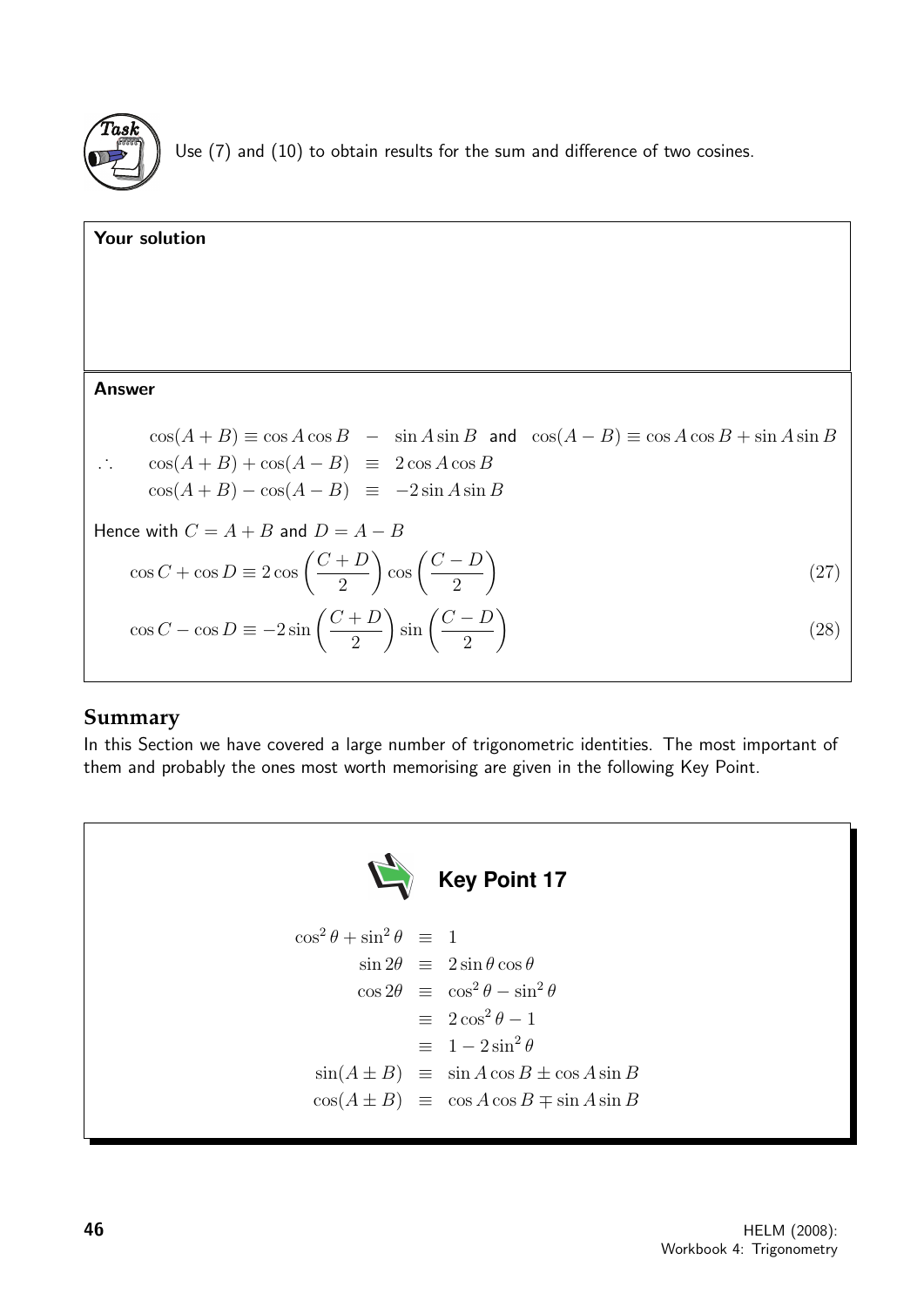**Task**

Use (7) and (10) to obtain results for the sum and difference of two cosines.

**Your solution**

**Answer**

$$\cos(A+B) \equiv \cos A \cos B - \sin A \sin B \quad \text{and} \quad \cos(A-B) \equiv \cos A \cos B + \sin A \sin B$$

$$\therefore \quad \cos(A+B) + \cos(A-B) \equiv 2\cos A \cos B$$

$$\cos(A+B) - \cos(A-B) \equiv -2\sin A \sin B$$

Hence with $C = A + B$ and $D = A - B$

$$\cos C + \cos D \equiv 2\cos\left(\frac{C+D}{2}\right)\cos\left(\frac{C-D}{2}\right) \qquad (27)$$

$$\cos C - \cos D \equiv -2\sin\left(\frac{C+D}{2}\right)\sin\left(\frac{C-D}{2}\right) \qquad (28)$$

## Summary

In this Section we have covered a large number of trigonometric identities. The most important of them and probably the ones most worth memorising are given in the following Key Point.

**Key Point 17**

$$\begin{aligned}
\cos^2\theta + \sin^2\theta &\equiv 1 \\
\sin 2\theta &\equiv 2\sin\theta\cos\theta \\
\cos 2\theta &\equiv \cos^2\theta - \sin^2\theta \\
&\equiv 2\cos^2\theta - 1 \\
&\equiv 1 - 2\sin^2\theta \\
\sin(A \pm B) &\equiv \sin A \cos B \pm \cos A \sin B \\
\cos(A \pm B) &\equiv \cos A \cos B \mp \sin A \sin B
\end{aligned}$$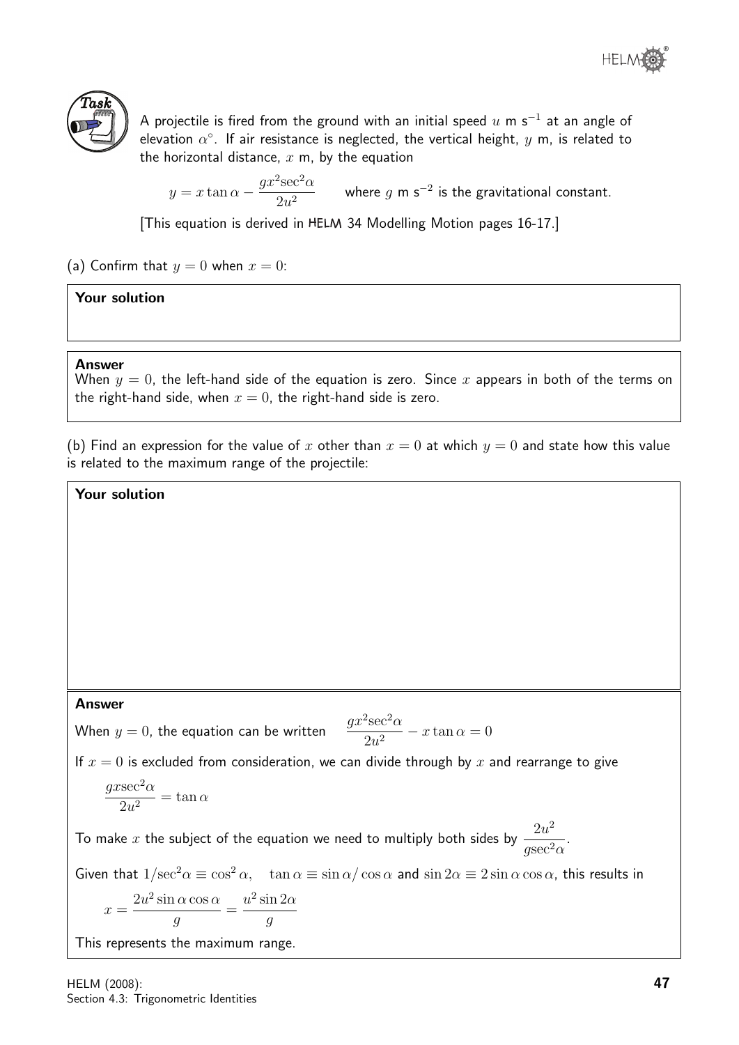**Task**

A projectile is fired from the ground with an initial speed $u$ m s$^{-1}$ at an angle of elevation $\alpha°$. If air resistance is neglected, the vertical height, $y$ m, is related to the horizontal distance, $x$ m, by the equation

$$y = x\tan\alpha - \frac{gx^2\sec^2\alpha}{2u^2} \qquad \text{where } g \text{ m s}^{-2} \text{ is the gravitational constant.}$$

[This equation is derived in HELM 34 Modelling Motion pages 16-17.]

(a) Confirm that $y = 0$ when $x = 0$:

**Your solution**

**Answer**

When $y = 0$, the left-hand side of the equation is zero. Since $x$ appears in both of the terms on the right-hand side, when $x = 0$, the right-hand side is zero.

(b) Find an expression for the value of $x$ other than $x = 0$ at which $y = 0$ and state how this value is related to the maximum range of the projectile:

**Your solution**

**Answer**

When $y = 0$, the equation can be written $\quad \dfrac{gx^2\sec^2\alpha}{2u^2} - x\tan\alpha = 0$

If $x = 0$ is excluded from consideration, we can divide through by $x$ and rearrange to give

$$\frac{gx\sec^2\alpha}{2u^2} = \tan\alpha$$

To make $x$ the subject of the equation we need to multiply both sides by $\dfrac{2u^2}{g\sec^2\alpha}$.

Given that $1/\sec^2\alpha \equiv \cos^2\alpha, \quad \tan\alpha \equiv \sin\alpha/\cos\alpha$ and $\sin 2\alpha \equiv 2\sin\alpha\cos\alpha$, this results in

$$x = \frac{2u^2\sin\alpha\cos\alpha}{g} = \frac{u^2\sin 2\alpha}{g}$$

This represents the maximum range.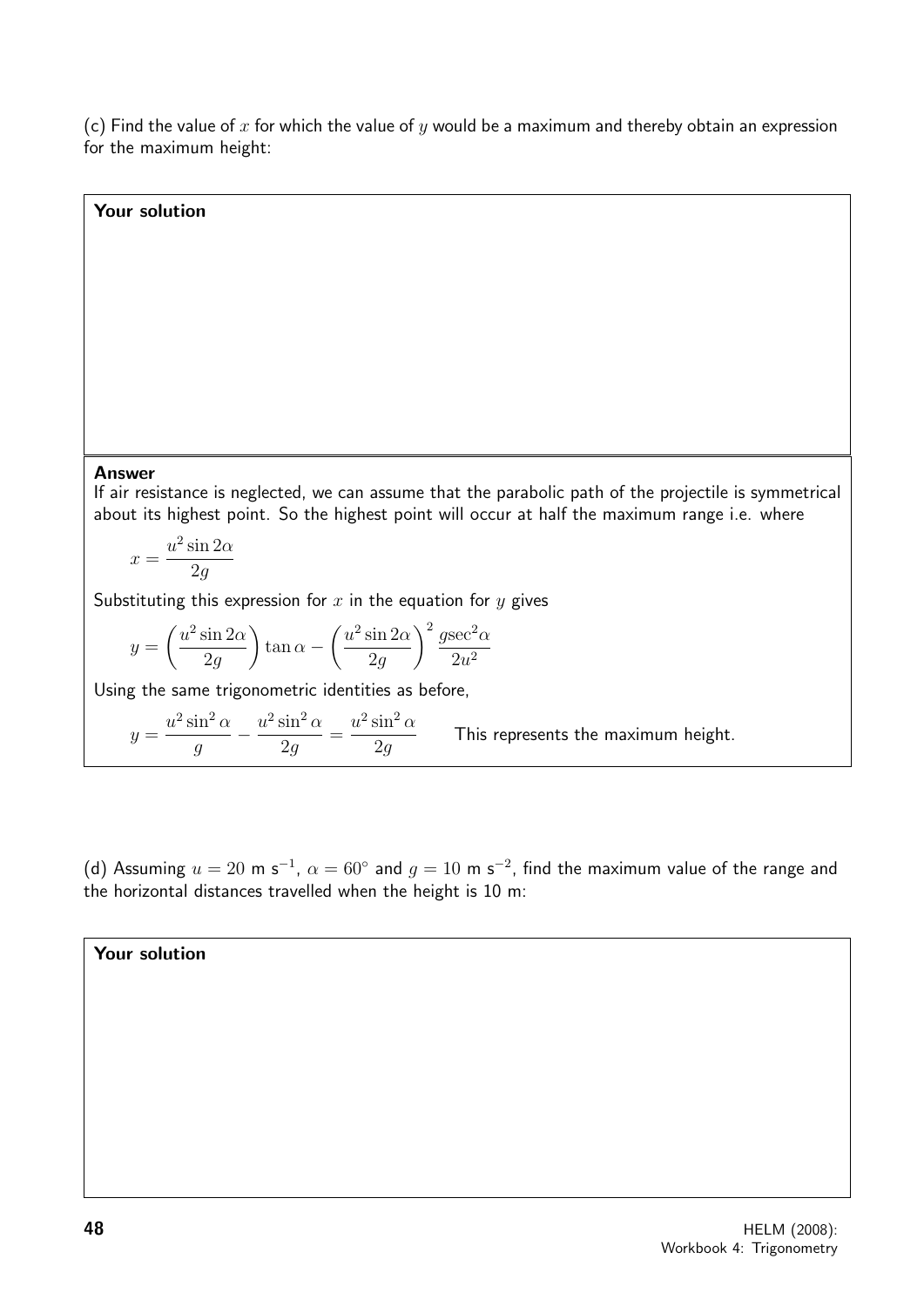(c) Find the value of $x$ for which the value of $y$ would be a maximum and thereby obtain an expression for the maximum height:

**Your solution**

**Answer**

If air resistance is neglected, we can assume that the parabolic path of the projectile is symmetrical about its highest point. So the highest point will occur at half the maximum range i.e. where

$$x = \frac{u^2 \sin 2\alpha}{2g}$$

Substituting this expression for $x$ in the equation for $y$ gives

$$y = \left(\frac{u^2 \sin 2\alpha}{2g}\right) \tan\alpha - \left(\frac{u^2 \sin 2\alpha}{2g}\right)^2 \frac{g\sec^2\alpha}{2u^2}$$

Using the same trigonometric identities as before,

$$y = \frac{u^2 \sin^2\alpha}{g} - \frac{u^2 \sin^2\alpha}{2g} = \frac{u^2 \sin^2\alpha}{2g}$$ This represents the maximum height.

(d) Assuming $u = 20$ m s$^{-1}$, $\alpha = 60^\circ$ and $g = 10$ m s$^{-2}$, find the maximum value of the range and the horizontal distances travelled when the height is 10 m:

**Your solution**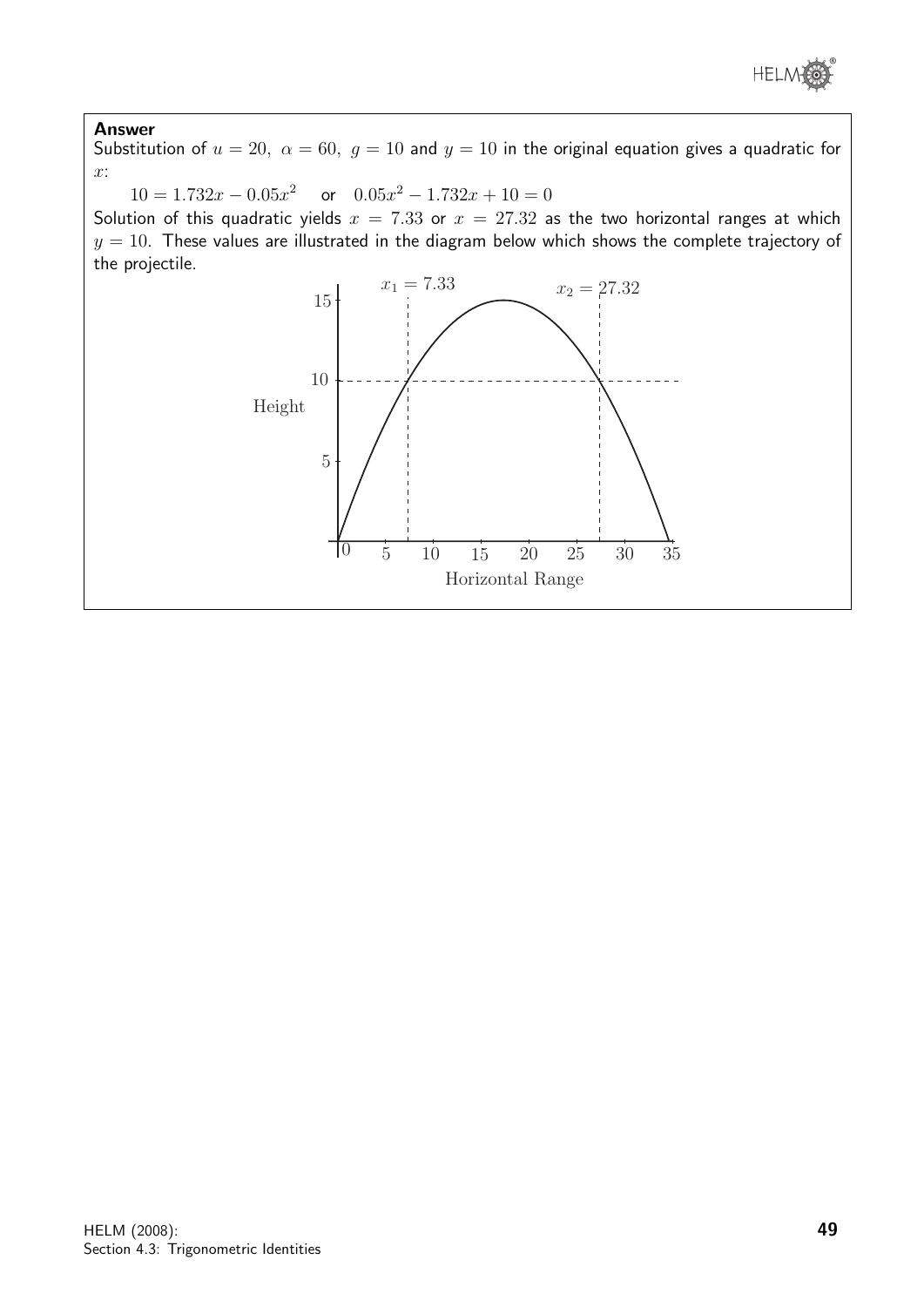**Answer**

Substitution of $u = 20,\ \alpha = 60,\ g = 10$ and $y = 10$ in the original equation gives a quadratic for $x$:

$10 = 1.732x - 0.05x^2$ or $0.05x^2 - 1.732x + 10 = 0$

Solution of this quadratic yields $x = 7.33$ or $x = 27.32$ as the two horizontal ranges at which $y = 10$. These values are illustrated in the diagram below which shows the complete trajectory of the projectile.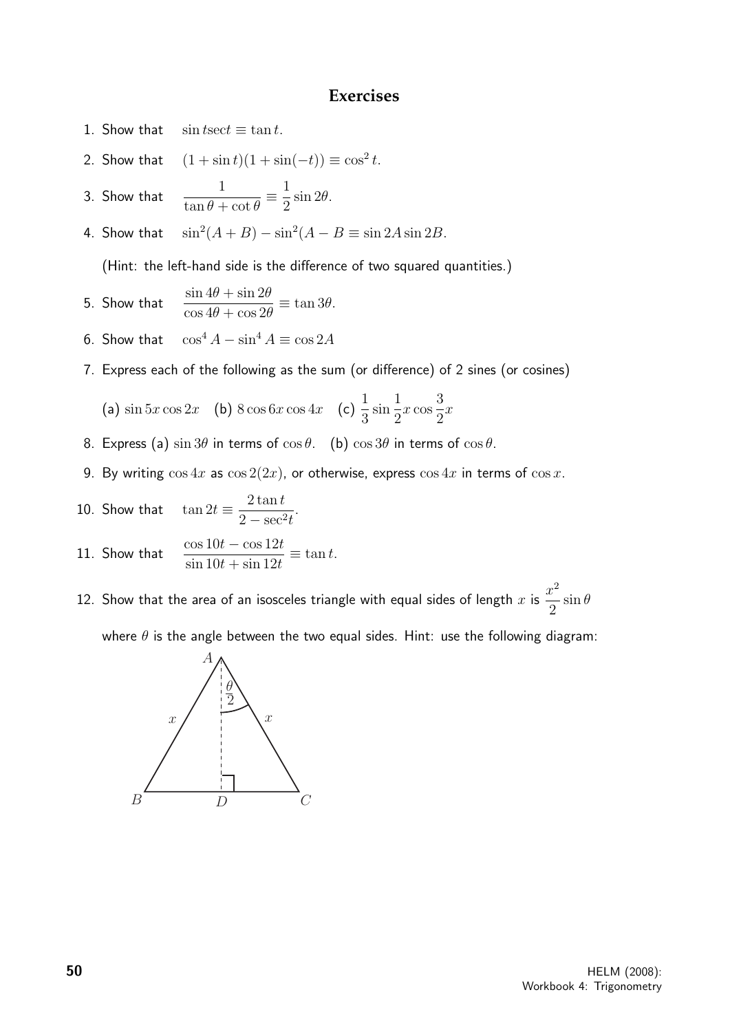## Exercises

1. Show that $\sin t \sec t \equiv \tan t$.

2. Show that $(1 + \sin t)(1 + \sin(-t)) \equiv \cos^2 t$.

3. Show that $\dfrac{1}{\tan\theta + \cot\theta} \equiv \dfrac{1}{2}\sin 2\theta$.

4. Show that $\sin^2(A + B) - \sin^2(A - B \equiv \sin 2A \sin 2B$.

   (Hint: the left-hand side is the difference of two squared quantities.)

5. Show that $\dfrac{\sin 4\theta + \sin 2\theta}{\cos 4\theta + \cos 2\theta} \equiv \tan 3\theta$.

6. Show that $\cos^4 A - \sin^4 A \equiv \cos 2A$

7. Express each of the following as the sum (or difference) of 2 sines (or cosines)

   (a) $\sin 5x \cos 2x$ (b) $8 \cos 6x \cos 4x$ (c) $\dfrac{1}{3}\sin\dfrac{1}{2}x \cos\dfrac{3}{2}x$

8. Express (a) $\sin 3\theta$ in terms of $\cos\theta$. (b) $\cos 3\theta$ in terms of $\cos\theta$.

9. By writing $\cos 4x$ as $\cos 2(2x)$, or otherwise, express $\cos 4x$ in terms of $\cos x$.

10. Show that $\tan 2t \equiv \dfrac{2\tan t}{2 - \sec^2 t}$.

11. Show that $\dfrac{\cos 10t - \cos 12t}{\sin 10t + \sin 12t} \equiv \tan t$.

12. Show that the area of an isosceles triangle with equal sides of length $x$ is $\dfrac{x^2}{2}\sin\theta$

    where $\theta$ is the angle between the two equal sides. Hint: use the following diagram: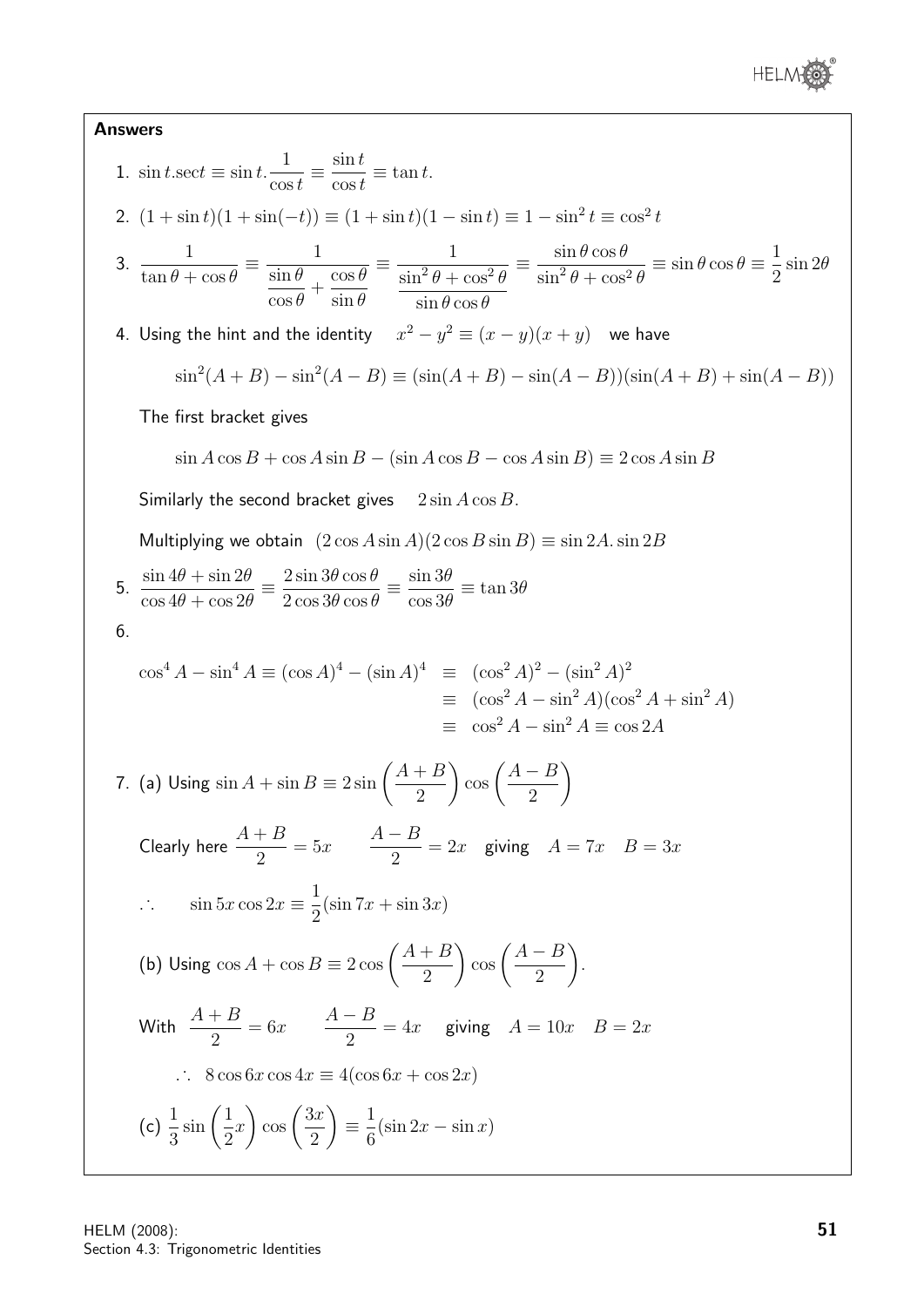## Answers

1. $\sin t.\sec t \equiv \sin t.\dfrac{1}{\cos t} \equiv \dfrac{\sin t}{\cos t} \equiv \tan t.$

2. $(1+\sin t)(1+\sin(-t)) \equiv (1+\sin t)(1-\sin t) \equiv 1-\sin^2 t \equiv \cos^2 t$

3. $\dfrac{1}{\tan\theta+\cos\theta} \equiv \dfrac{1}{\dfrac{\sin\theta}{\cos\theta}+\dfrac{\cos\theta}{\sin\theta}} \equiv \dfrac{1}{\dfrac{\sin^2\theta+\cos^2\theta}{\sin\theta\cos\theta}} \equiv \dfrac{\sin\theta\cos\theta}{\sin^2\theta+\cos^2\theta} \equiv \sin\theta\cos\theta \equiv \dfrac{1}{2}\sin 2\theta$

4. Using the hint and the identity $\quad x^2-y^2 \equiv (x-y)(x+y) \quad$ we have

   $$\sin^2(A+B)-\sin^2(A-B) \equiv (\sin(A+B)-\sin(A-B))(\sin(A+B)+\sin(A-B))$$

   The first bracket gives

   $$\sin A\cos B+\cos A\sin B-(\sin A\cos B-\cos A\sin B) \equiv 2\cos A\sin B$$

   Similarly the second bracket gives $\quad 2\sin A\cos B.$

   Multiplying we obtain $\;(2\cos A\sin A)(2\cos B\sin B) \equiv \sin 2A.\sin 2B$

5. $\dfrac{\sin 4\theta+\sin 2\theta}{\cos 4\theta+\cos 2\theta} \equiv \dfrac{2\sin 3\theta\cos\theta}{2\cos 3\theta\cos\theta} \equiv \dfrac{\sin 3\theta}{\cos 3\theta} \equiv \tan 3\theta$

6. 

   $$\begin{aligned}\cos^4 A-\sin^4 A \equiv (\cos A)^4-(\sin A)^4 &\equiv (\cos^2 A)^2-(\sin^2 A)^2\\ &\equiv (\cos^2 A-\sin^2 A)(\cos^2 A+\sin^2 A)\\ &\equiv \cos^2 A-\sin^2 A \equiv \cos 2A\end{aligned}$$

7. (a) Using $\sin A+\sin B \equiv 2\sin\left(\dfrac{A+B}{2}\right)\cos\left(\dfrac{A-B}{2}\right)$

   Clearly here $\dfrac{A+B}{2}=5x \qquad \dfrac{A-B}{2}=2x \quad$ giving $\quad A=7x \quad B=3x$

   $\therefore \qquad \sin 5x\cos 2x \equiv \dfrac{1}{2}(\sin 7x+\sin 3x)$

   (b) Using $\cos A+\cos B \equiv 2\cos\left(\dfrac{A+B}{2}\right)\cos\left(\dfrac{A-B}{2}\right).$

   With $\;\dfrac{A+B}{2}=6x \qquad \dfrac{A-B}{2}=4x \quad$ giving $\quad A=10x \quad B=2x$

   $\therefore \;\; 8\cos 6x\cos 4x \equiv 4(\cos 6x+\cos 2x)$

   (c) $\dfrac{1}{3}\sin\left(\dfrac{1}{2}x\right)\cos\left(\dfrac{3x}{2}\right) \equiv \dfrac{1}{6}(\sin 2x-\sin x)$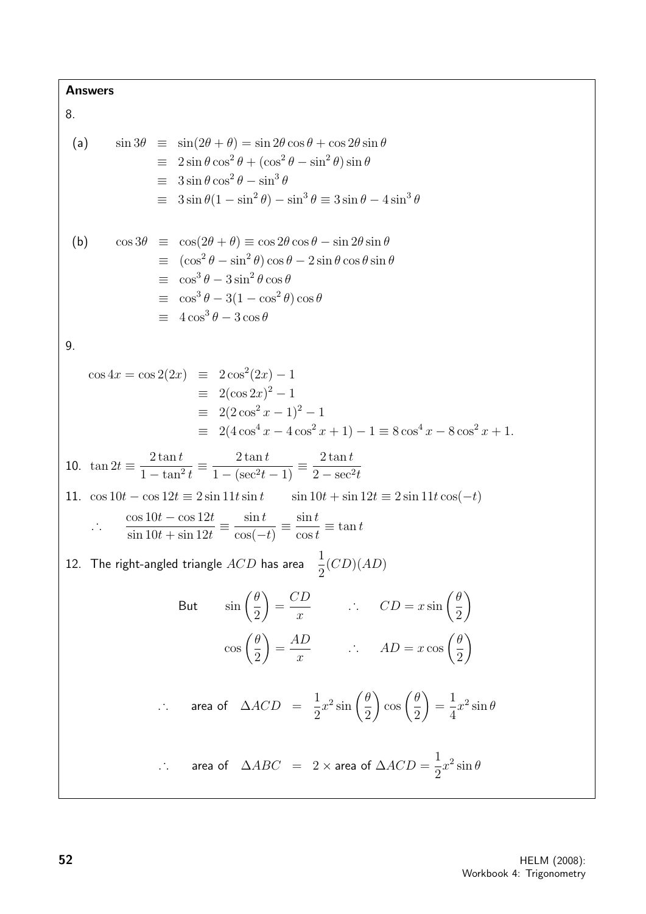**Answers**

8.

(a)
$$\begin{aligned}
\sin 3\theta &\equiv \sin(2\theta + \theta) = \sin 2\theta \cos\theta + \cos 2\theta \sin\theta \\
&\equiv 2\sin\theta\cos^2\theta + (\cos^2\theta - \sin^2\theta)\sin\theta \\
&\equiv 3\sin\theta\cos^2\theta - \sin^3\theta \\
&\equiv 3\sin\theta(1-\sin^2\theta) - \sin^3\theta \equiv 3\sin\theta - 4\sin^3\theta
\end{aligned}$$

(b)
$$\begin{aligned}
\cos 3\theta &\equiv \cos(2\theta + \theta) \equiv \cos 2\theta\cos\theta - \sin 2\theta \sin\theta \\
&\equiv (\cos^2\theta - \sin^2\theta)\cos\theta - 2\sin\theta\cos\theta\sin\theta \\
&\equiv \cos^3\theta - 3\sin^2\theta\cos\theta \\
&\equiv \cos^3\theta - 3(1-\cos^2\theta)\cos\theta \\
&\equiv 4\cos^3\theta - 3\cos\theta
\end{aligned}$$

9.

$$\begin{aligned}
\cos 4x = \cos 2(2x) &\equiv 2\cos^2(2x) - 1 \\
&\equiv 2(\cos 2x)^2 - 1 \\
&\equiv 2(2\cos^2 x - 1)^2 - 1 \\
&\equiv 2(4\cos^4 x - 4\cos^2 x + 1) - 1 \equiv 8\cos^4 x - 8\cos^2 x + 1.
\end{aligned}$$

10. $\tan 2t \equiv \dfrac{2\tan t}{1-\tan^2 t} \equiv \dfrac{2\tan t}{1-(\sec^2 t - 1)} \equiv \dfrac{2\tan t}{2-\sec^2 t}$

11. $\cos 10t - \cos 12t \equiv 2\sin 11t \sin t \qquad \sin 10t + \sin 12t \equiv 2\sin 11t\cos(-t)$

$$\therefore \quad \frac{\cos 10t - \cos 12t}{\sin 10t + \sin 12t} \equiv \frac{\sin t}{\cos(-t)} \equiv \frac{\sin t}{\cos t} \equiv \tan t$$

12. The right-angled triangle $ACD$ has area $\dfrac{1}{2}(CD)(AD)$

But $\quad \sin\left(\dfrac{\theta}{2}\right) = \dfrac{CD}{x} \qquad \therefore \quad CD = x\sin\left(\dfrac{\theta}{2}\right)$

$\quad \cos\left(\dfrac{\theta}{2}\right) = \dfrac{AD}{x} \qquad \therefore \quad AD = x\cos\left(\dfrac{\theta}{2}\right)$

$\therefore \quad$ area of $\Delta ACD = \dfrac{1}{2}x^2\sin\left(\dfrac{\theta}{2}\right)\cos\left(\dfrac{\theta}{2}\right) = \dfrac{1}{4}x^2\sin\theta$

$\therefore \quad$ area of $\Delta ABC = 2 \times$ area of $\Delta ACD = \dfrac{1}{2}x^2\sin\theta$